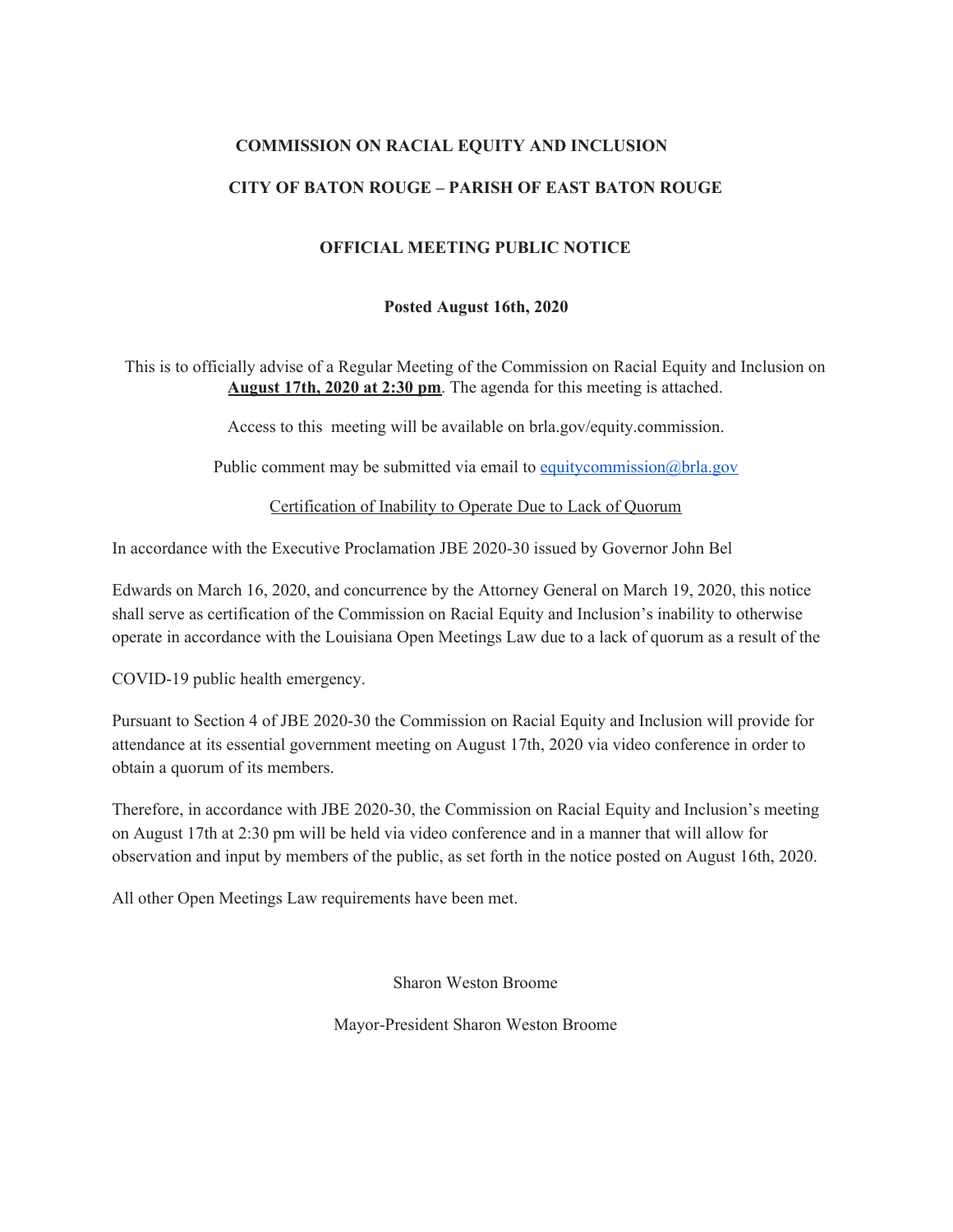**COMMISSION ON RACIAL EQUITY AND INCLUSION**

**CITY OF BATON ROUGE – PARISH OF EAST BATON ROUGE**

**OFFICIAL MEETING PUBLIC NOTICE**

**Posted August 16th, 2020**

This is to officially advise of a Regular Meeting of the Commission on Racial Equity and Inclusion on **August 17th, 2020 at 2:30 pm**. The agenda for this meeting is attached.

Access to this meeting will be available on brla.gov/equity.commission.

Public comment may be submitted via email to equitycommission@brla.gov

Certification of Inability to Operate Due to Lack of Quorum

In accordance with the Executive Proclamation JBE 2020-30 issued by Governor John Bel Edwards on March 16, 2020, and concurrence by the Attorney General on March 19, 2020, this notice shall serve as certification of the Commission on Racial Equity and Inclusion's inability to otherwise operate in accordance with the Louisiana Open Meetings Law due to a lack of quorum as a result of the COVID-19 public health emergency.

Pursuant to Section 4 of JBE 2020-30 the Commission on Racial Equity and Inclusion will provide for attendance at its essential government meeting on August 17th, 2020 via video conference in order to obtain a quorum of its members.

Therefore, in accordance with JBE 2020-30, the Commission on Racial Equity and Inclusion's meeting on August 17th at 2:30 pm will be held via video conference and in a manner that will allow for observation and input by members of the public, as set forth in the notice posted on August 16th, 2020.

All other Open Meetings Law requirements have been met.

Sharon Weston Broome

Mayor-President Sharon Weston Broome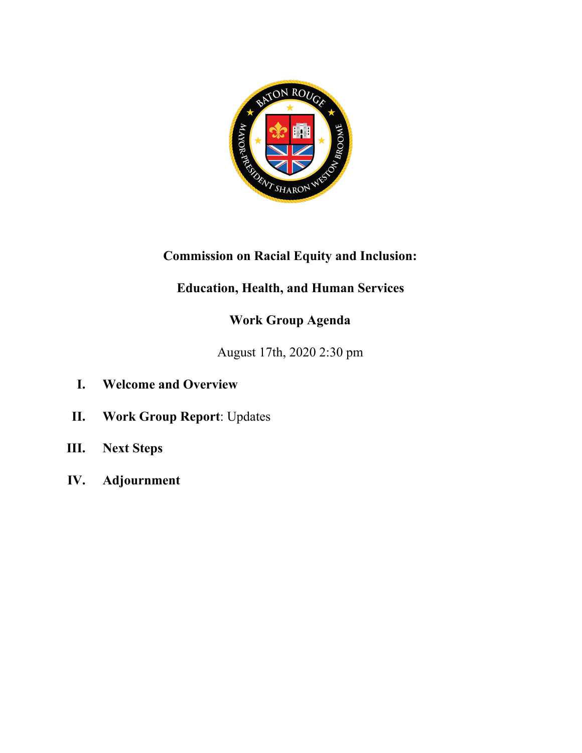**Commission on Racial Equity and Inclusion:**

**Education, Health, and Human Services**

**Work Group Agenda**

August 17th, 2020 2:30 pm

I. **Welcome and Overview**

II. **Work Group Report**: Updates

III. **Next Steps**

IV. **Adjournment**